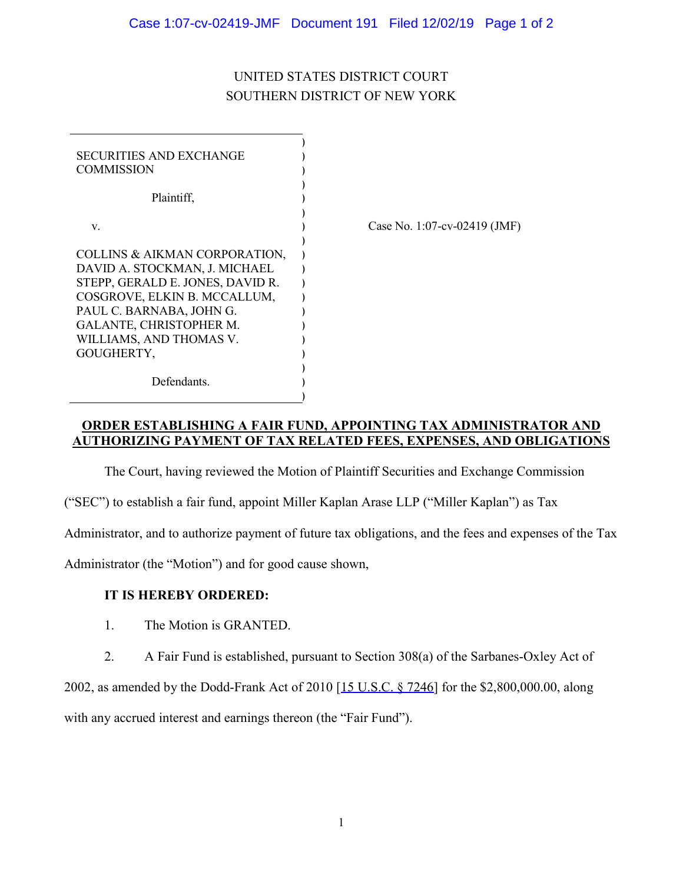UNITED STATES DISTRICT COURT
SOUTHERN DISTRICT OF NEW YORK

| | |
|---|---|
| SECURITIES AND EXCHANGE COMMISSION,<br><br>Plaintiff,<br><br>v.<br><br>COLLINS & AIKMAN CORPORATION, DAVID A. STOCKMAN, J. MICHAEL STEPP, GERALD E. JONES, DAVID R. COSGROVE, ELKIN B. MCCALLUM, PAUL C. BARNABA, JOHN G. GALANTE, CHRISTOPHER M. WILLIAMS, AND THOMAS V. GOUGHERTY,<br><br>Defendants. | Case No. 1:07-cv-02419 (JMF) |

**ORDER ESTABLISHING A FAIR FUND, APPOINTING TAX ADMINISTRATOR AND AUTHORIZING PAYMENT OF TAX RELATED FEES, EXPENSES, AND OBLIGATIONS**

The Court, having reviewed the Motion of Plaintiff Securities and Exchange Commission ("SEC") to establish a fair fund, appoint Miller Kaplan Arase LLP ("Miller Kaplan") as Tax Administrator, and to authorize payment of future tax obligations, and the fees and expenses of the Tax Administrator (the "Motion") and for good cause shown,

**IT IS HEREBY ORDERED:**

1. The Motion is GRANTED.

2. A Fair Fund is established, pursuant to Section 308(a) of the Sarbanes-Oxley Act of 2002, as amended by the Dodd-Frank Act of 2010 [15 U.S.C. § 7246] for the $2,800,000.00, along with any accrued interest and earnings thereon (the "Fair Fund").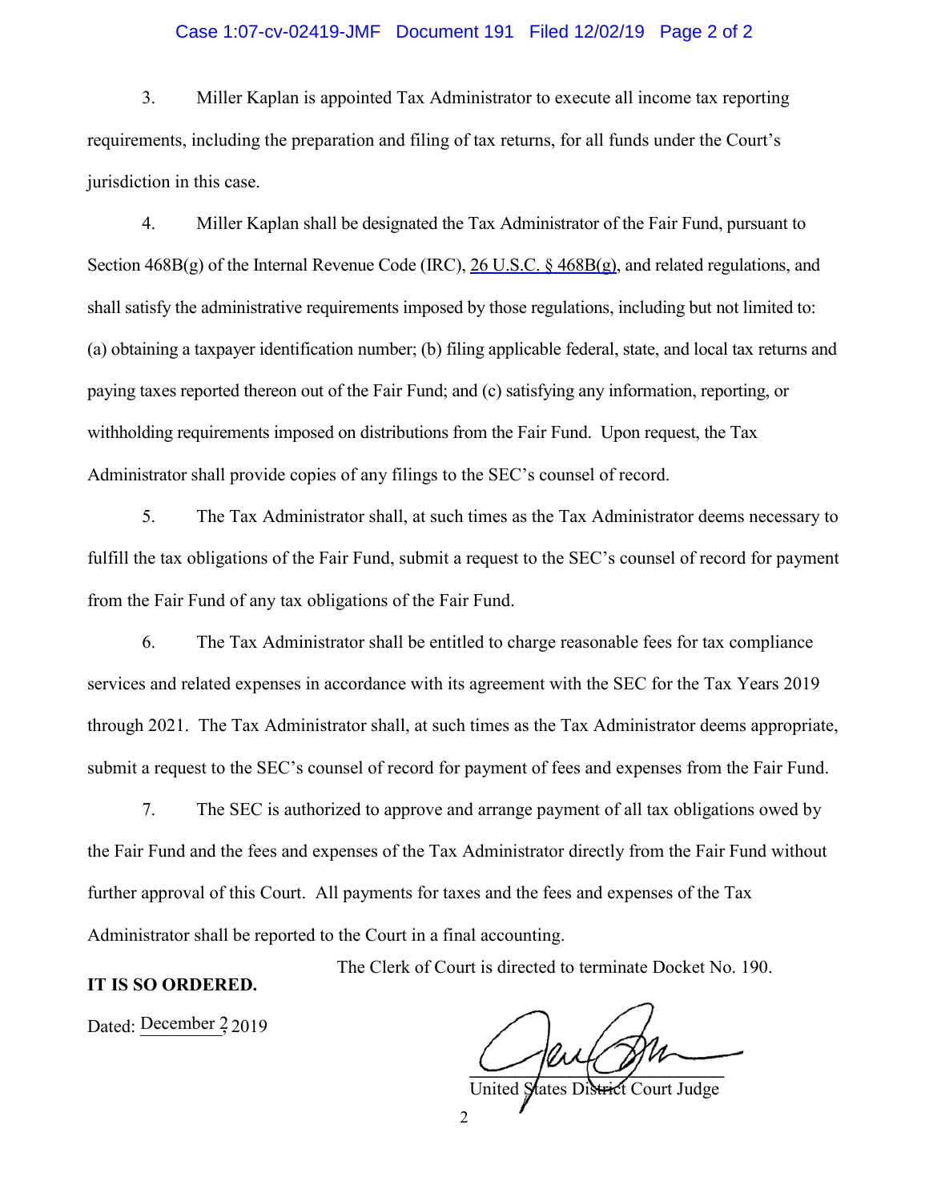3. Miller Kaplan is appointed Tax Administrator to execute all income tax reporting requirements, including the preparation and filing of tax returns, for all funds under the Court's jurisdiction in this case.

4. Miller Kaplan shall be designated the Tax Administrator of the Fair Fund, pursuant to Section 468B(g) of the Internal Revenue Code (IRC), 26 U.S.C. § 468B(g), and related regulations, and shall satisfy the administrative requirements imposed by those regulations, including but not limited to: (a) obtaining a taxpayer identification number; (b) filing applicable federal, state, and local tax returns and paying taxes reported thereon out of the Fair Fund; and (c) satisfying any information, reporting, or withholding requirements imposed on distributions from the Fair Fund. Upon request, the Tax Administrator shall provide copies of any filings to the SEC's counsel of record.

5. The Tax Administrator shall, at such times as the Tax Administrator deems necessary to fulfill the tax obligations of the Fair Fund, submit a request to the SEC's counsel of record for payment from the Fair Fund of any tax obligations of the Fair Fund.

6. The Tax Administrator shall be entitled to charge reasonable fees for tax compliance services and related expenses in accordance with its agreement with the SEC for the Tax Years 2019 through 2021. The Tax Administrator shall, at such times as the Tax Administrator deems appropriate, submit a request to the SEC's counsel of record for payment of fees and expenses from the Fair Fund.

7. The SEC is authorized to approve and arrange payment of all tax obligations owed by the Fair Fund and the fees and expenses of the Tax Administrator directly from the Fair Fund without further approval of this Court. All payments for taxes and the fees and expenses of the Tax Administrator shall be reported to the Court in a final accounting.

The Clerk of Court is directed to terminate Docket No. 190.

**IT IS SO ORDERED.**

Dated: December 2, 2019

United States District Court Judge